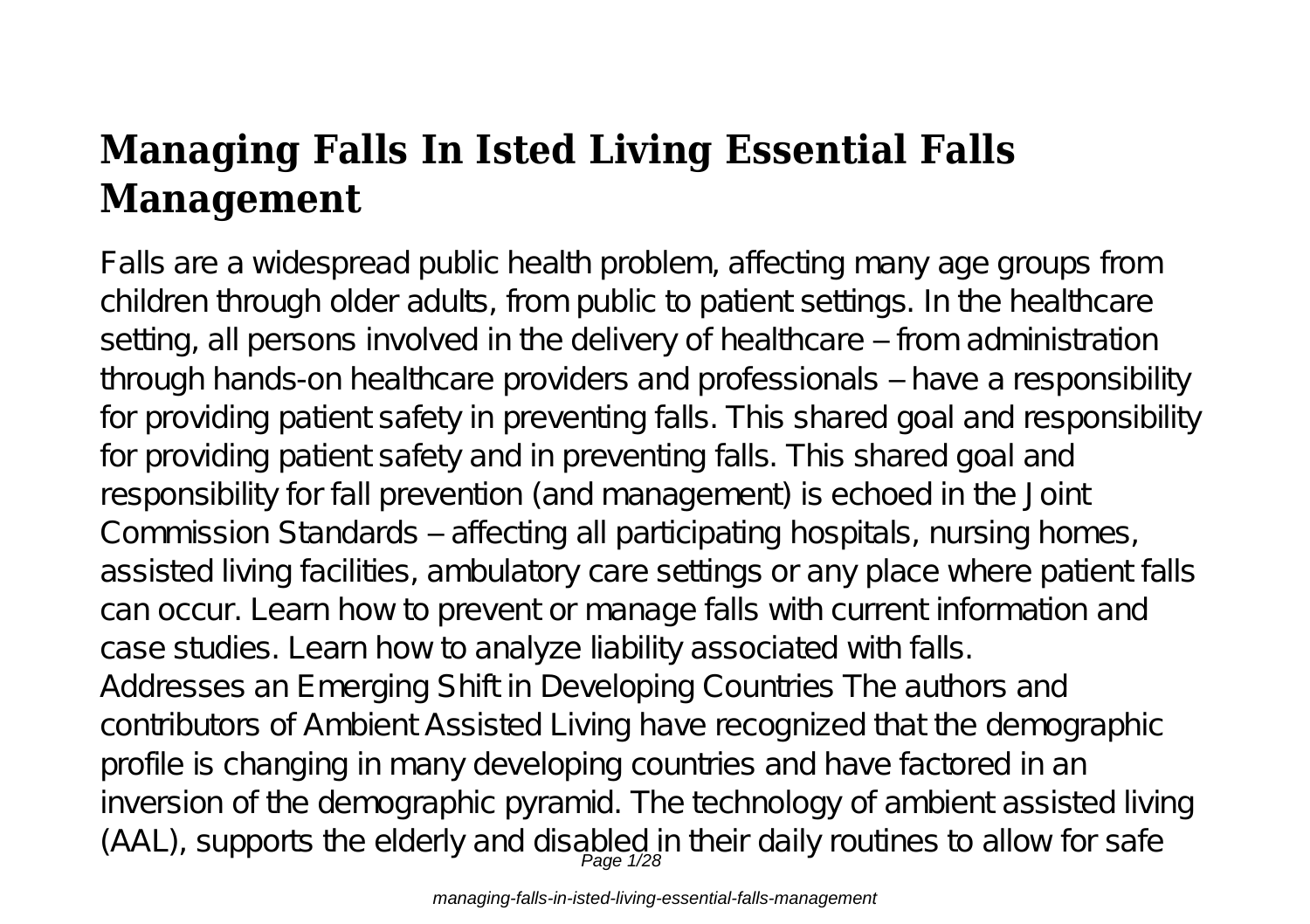# Managing Falls In Isted Living Essential Falls Management

Falls are a widespread public health problem, affecting many age groups from children through older adults, from public to patient settings. In the healthcare setting, all persons involved in the delivery of healthcare – from administration through hands-on healthcare providers and professionals – have a responsibility for providing patient safety in preventing falls. This shared goal and responsibility for providing patient safety and in preventing falls. This shared goal and responsibility for fall prevention (and management) is echoed in the Joint Commission Standards – affecting all participating hospitals, nursing homes, assisted living facilities, ambulatory care settings or any place where patient falls can occur. Learn how to prevent or manage falls with current information and case studies. Learn how to analyze liability associated with falls.

Addresses an Emerging Shift in Developing Countries The authors and contributors of Ambient Assisted Living have recognized that the demographic profile is changing in many developing countries and have factored in an inversion of the demographic pyramid. The technology of ambient assisted living (AAL), supports the elderly and disabled in their daily routines to allow for safe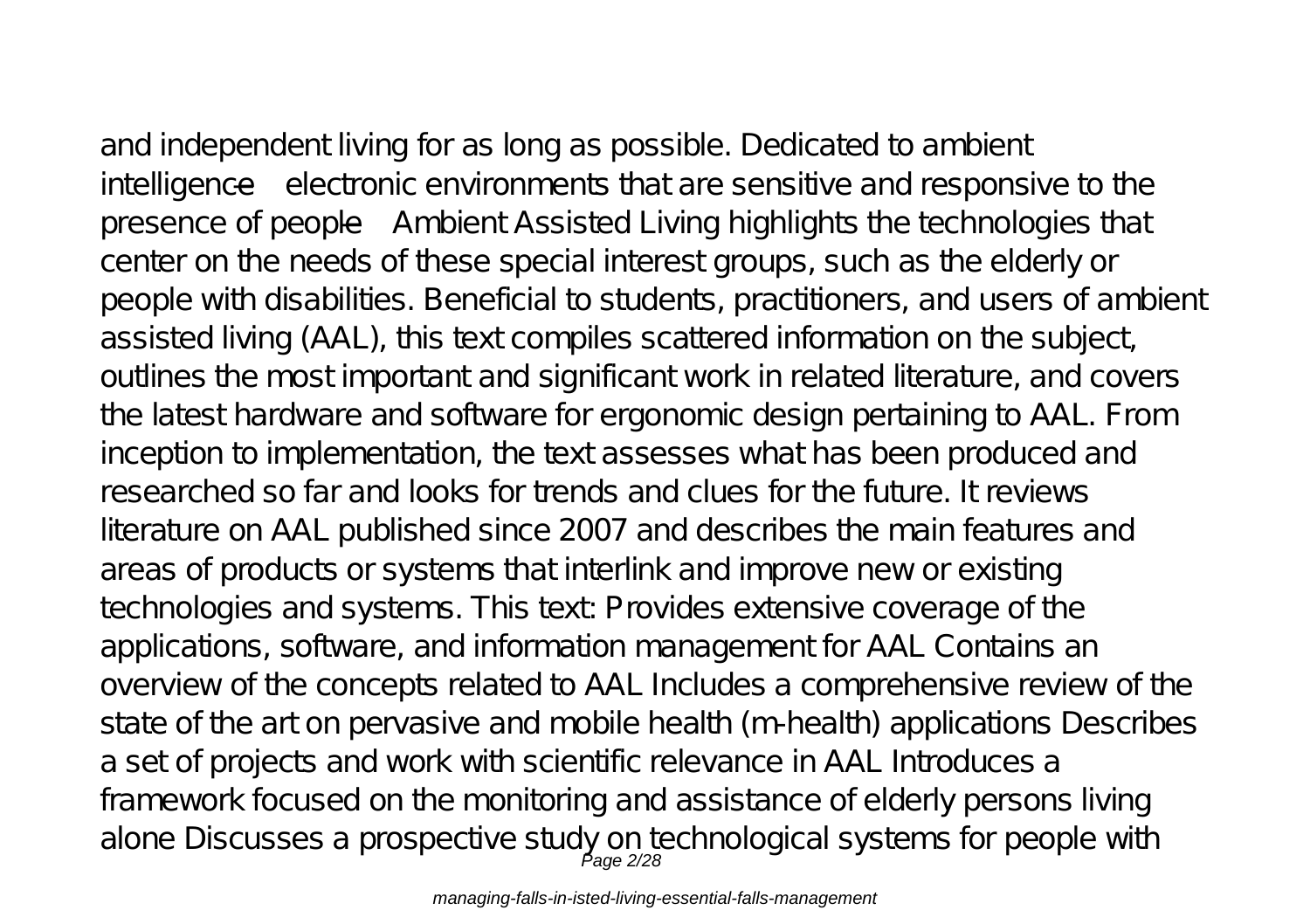and independent living for as long as possible. Dedicated to ambient intelligence—electronic environments that are sensitive and responsive to the presence of people—Ambient Assisted Living highlights the technologies that center on the needs of these special interest groups, such as the elderly or people with disabilities. Beneficial to students, practitioners, and users of ambient assisted living (AAL), this text compiles scattered information on the subject, outlines the most important and significant work in related literature, and covers the latest hardware and software for ergonomic design pertaining to AAL. From inception to implementation, the text assesses what has been produced and researched so far and looks for trends and clues for the future. It reviews literature on AAL published since 2007 and describes the main features and areas of products or systems that interlink and improve new or existing technologies and systems. This text: Provides extensive coverage of the applications, software, and information management for AAL Contains an overview of the concepts related to AAL Includes a comprehensive review of the state of the art on pervasive and mobile health (m-health) applications Describes a set of projects and work with scientific relevance in AAL Introduces a framework focused on the monitoring and assistance of elderly persons living alone Discusses a prospective study on technological systems for people with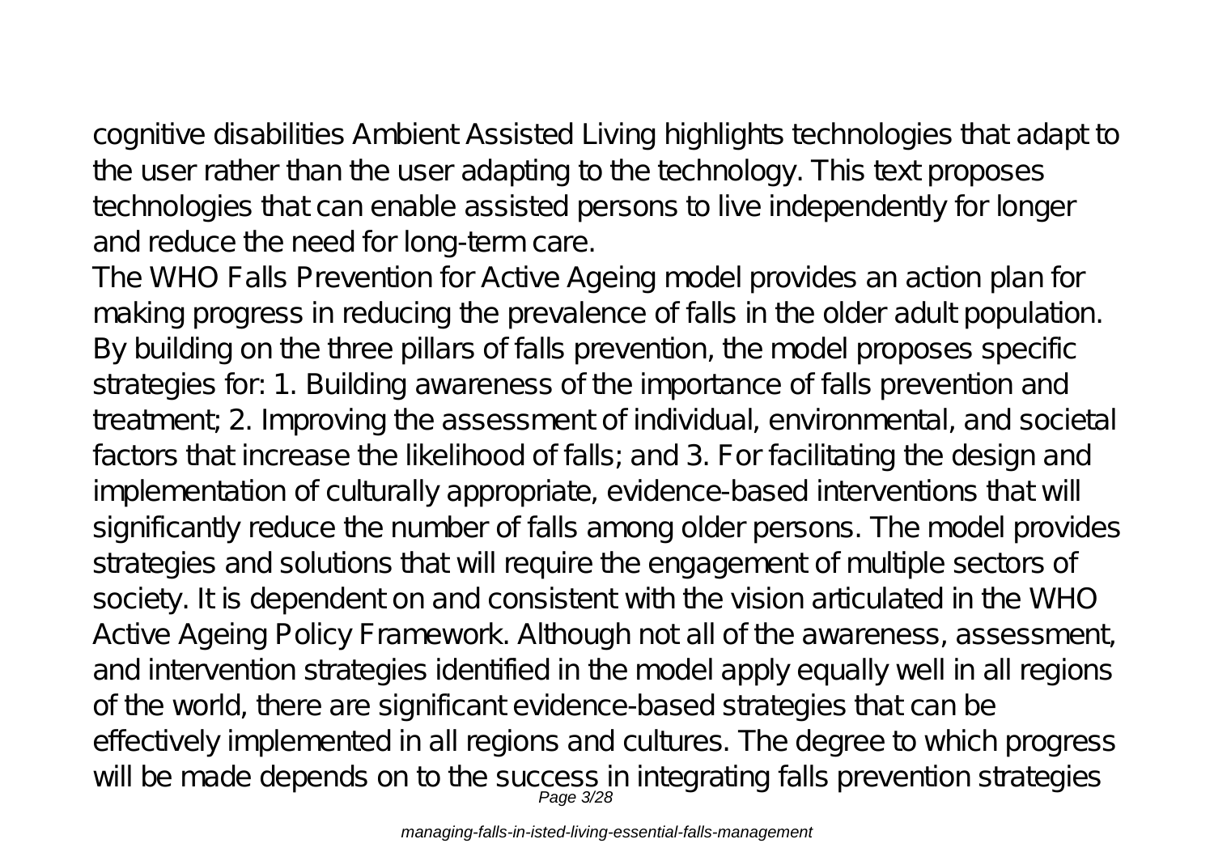cognitive disabilities Ambient Assisted Living highlights technologies that adapt to the user rather than the user adapting to the technology. This text proposes technologies that can enable assisted persons to live independently for longer and reduce the need for long-term care.

The WHO Falls Prevention for Active Ageing model provides an action plan for making progress in reducing the prevalence of falls in the older adult population. By building on the three pillars of falls prevention, the model proposes specific strategies for: 1. Building awareness of the importance of falls prevention and treatment; 2. Improving the assessment of individual, environmental, and societal factors that increase the likelihood of falls; and 3. For facilitating the design and implementation of culturally appropriate, evidence-based interventions that will significantly reduce the number of falls among older persons. The model provides strategies and solutions that will require the engagement of multiple sectors of society. It is dependent on and consistent with the vision articulated in the WHO Active Ageing Policy Framework. Although not all of the awareness, assessment, and intervention strategies identified in the model apply equally well in all regions of the world, there are significant evidence-based strategies that can be effectively implemented in all regions and cultures. The degree to which progress will be made depends on to the success in integrating falls prevention strategies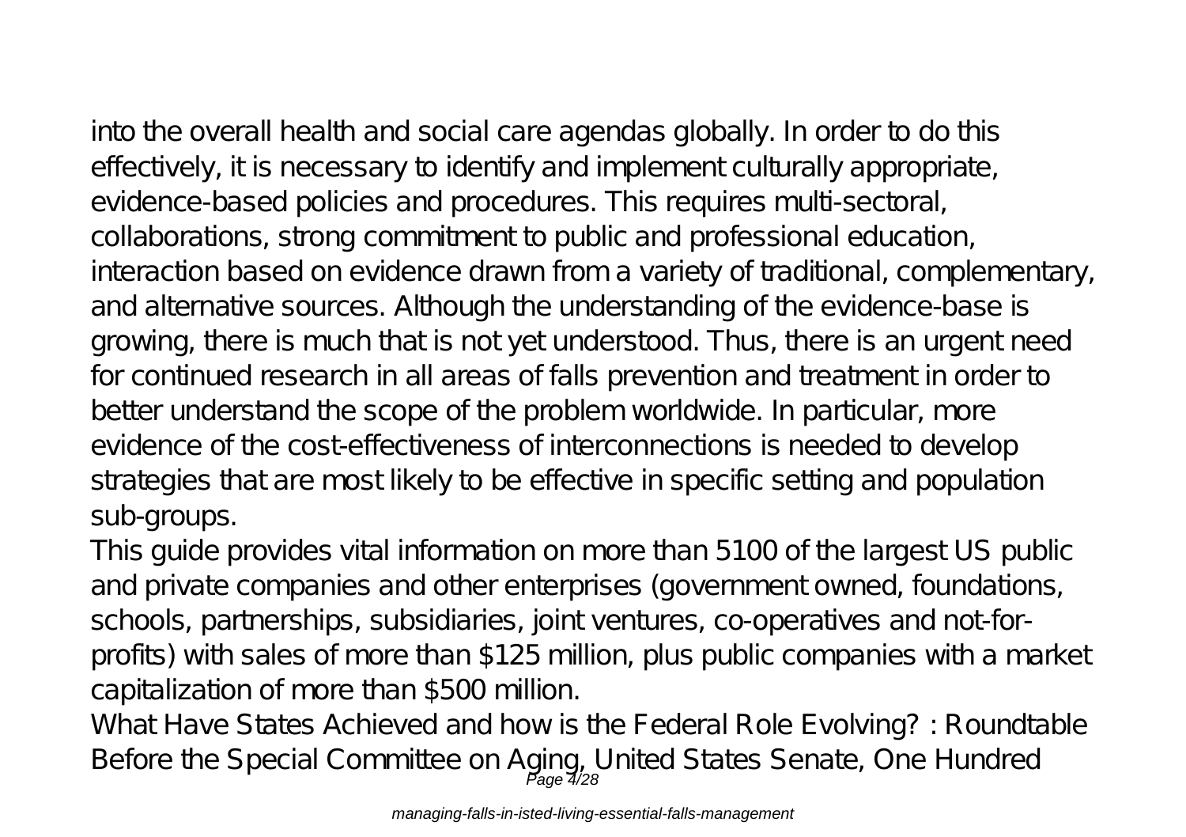into the overall health and social care agendas globally. In order to do this effectively, it is necessary to identify and implement culturally appropriate, evidence-based policies and procedures. This requires multi-sectoral, collaborations, strong commitment to public and professional education, interaction based on evidence drawn from a variety of traditional, complementary, and alternative sources. Although the understanding of the evidence-base is growing, there is much that is not yet understood. Thus, there is an urgent need for continued research in all areas of falls prevention and treatment in order to better understand the scope of the problem worldwide. In particular, more evidence of the cost-effectiveness of interconnections is needed to develop strategies that are most likely to be effective in specific setting and population sub-groups.

This guide provides vital information on more than 5100 of the largest US public and private companies and other enterprises (government owned, foundations, schools, partnerships, subsidiaries, joint ventures, co-operatives and not-for-profits) with sales of more than $125 million, plus public companies with a market capitalization of more than $500 million.

What Have States Achieved and how is the Federal Role Evolving? : Roundtable Before the Special Committee on Aging, United States Senate, One Hundred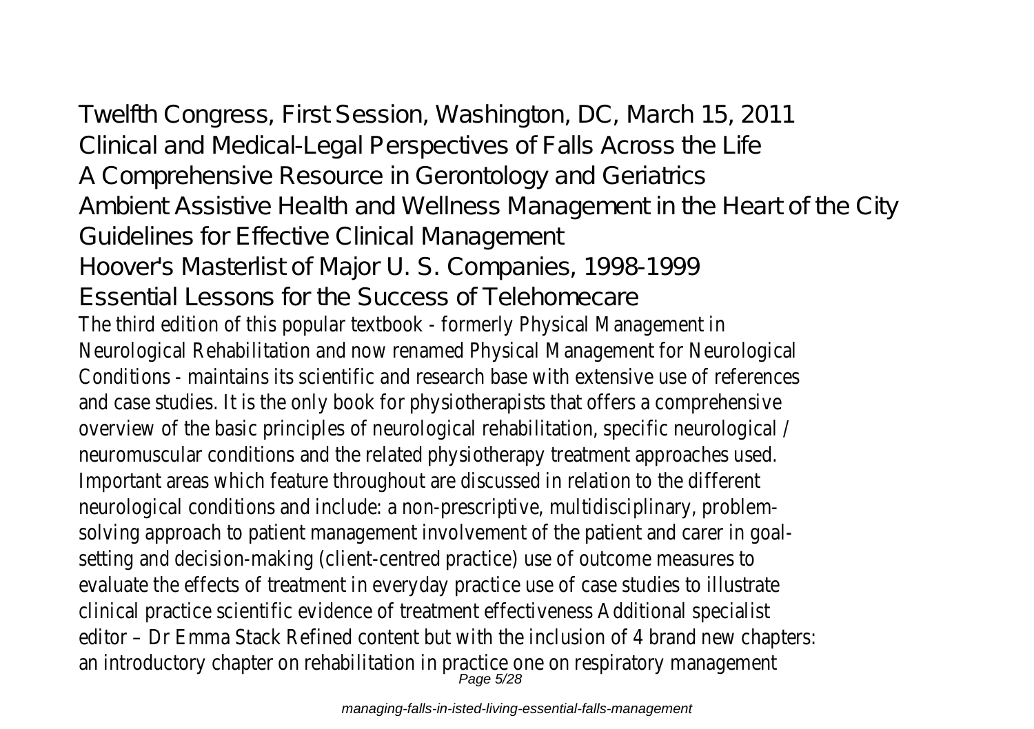## Twelfth Congress, First Session, Washington, DC, March 15, 2011
## Clinical and Medical-Legal Perspectives of Falls Across the Life
## A Comprehensive Resource in Gerontology and Geriatrics
## Ambient Assistive Health and Wellness Management in the Heart of the City
## Guidelines for Effective Clinical Management
## Hoover's Masterlist of Major U. S. Companies, 1998-1999
## Essential Lessons for the Success of Telehomecare

The third edition of this popular textbook - formerly Physical Management in Neurological Rehabilitation and now renamed Physical Management for Neurological Conditions - maintains its scientific and research base with extensive use of references and case studies. It is the only book for physiotherapists that offers a comprehensive overview of the basic principles of neurological rehabilitation, specific neurological / neuromuscular conditions and the related physiotherapy treatment approaches used. Important areas which feature throughout are discussed in relation to the different neurological conditions and include: a non-prescriptive, multidisciplinary, problem-solving approach to patient management involvement of the patient and carer in goal-setting and decision-making (client-centred practice) use of outcome measures to evaluate the effects of treatment in everyday practice use of case studies to illustrate clinical practice scientific evidence of treatment effectiveness Additional specialist editor – Dr Emma Stack Refined content but with the inclusion of 4 brand new chapters: an introductory chapter on rehabilitation in practice one on respiratory management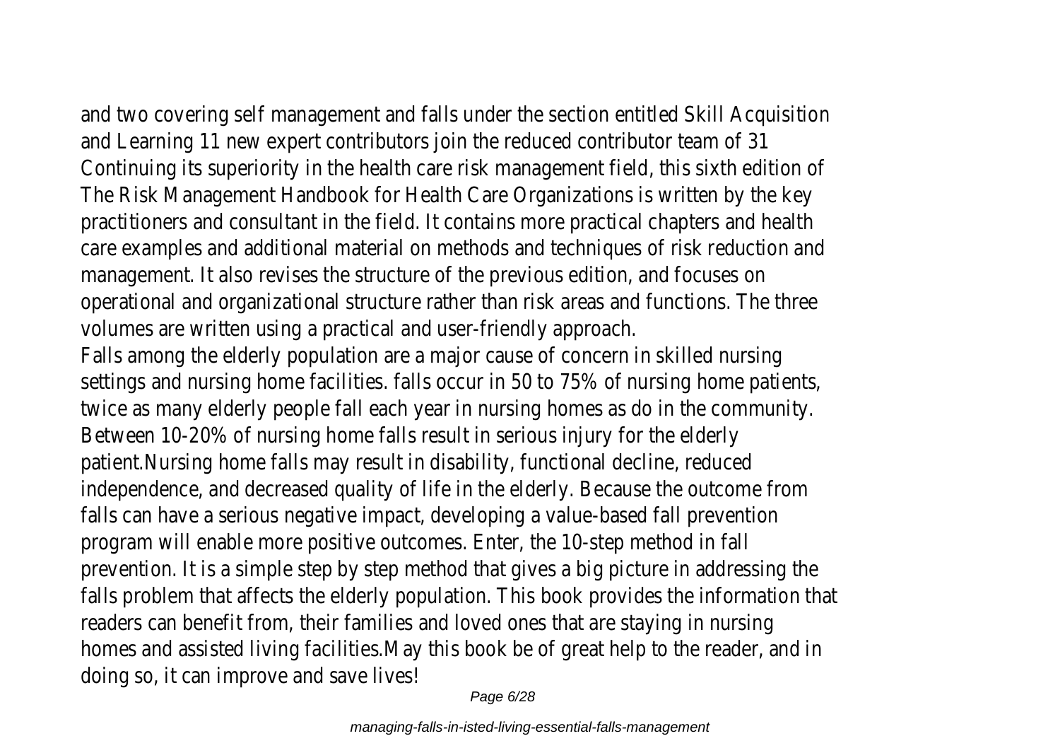and two covering self management and falls under the section entitled Skill Acquisition and Learning 11 new expert contributors join the reduced contributor team of 31

Continuing its superiority in the health care risk management field, this sixth edition of The Risk Management Handbook for Health Care Organizations is written by the key practitioners and consultant in the field. It contains more practical chapters and health care examples and additional material on methods and techniques of risk reduction and management. It also revises the structure of the previous edition, and focuses on operational and organizational structure rather than risk areas and functions. The three volumes are written using a practical and user-friendly approach.

Falls among the elderly population are a major cause of concern in skilled nursing settings and nursing home facilities. falls occur in 50 to 75% of nursing home patients, twice as many elderly people fall each year in nursing homes as do in the community. Between 10-20% of nursing home falls result in serious injury for the elderly patient.Nursing home falls may result in disability, functional decline, reduced independence, and decreased quality of life in the elderly. Because the outcome from falls can have a serious negative impact, developing a value-based fall prevention program will enable more positive outcomes. Enter, the 10-step method in fall prevention. It is a simple step by step method that gives a big picture in addressing the falls problem that affects the elderly population. This book provides the information that readers can benefit from, their families and loved ones that are staying in nursing homes and assisted living facilities.May this book be of great help to the reader, and in doing so, it can improve and save lives!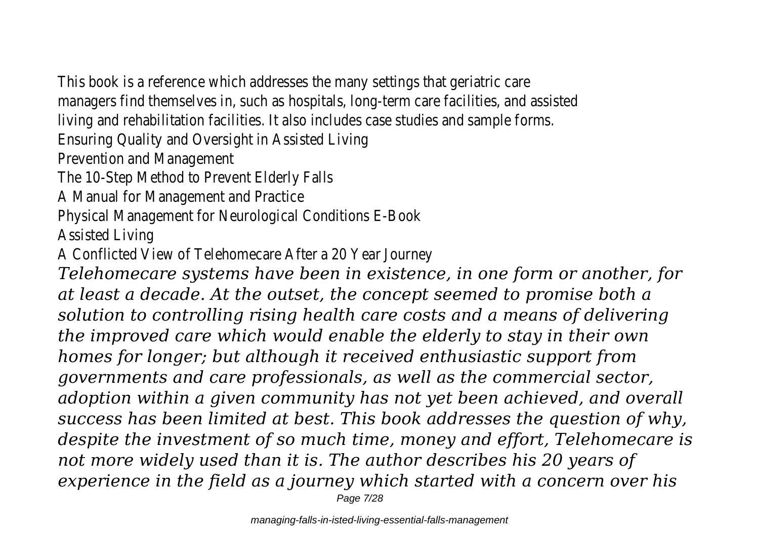This book is a reference which addresses the many settings that geriatric care managers find themselves in, such as hospitals, long-term care facilities, and assisted living and rehabilitation facilities. It also includes case studies and sample forms.

Ensuring Quality and Oversight in Assisted Living

Prevention and Management

The 10-Step Method to Prevent Elderly Falls

A Manual for Management and Practice

Physical Management for Neurological Conditions E-Book

Assisted Living

A Conflicted View of Telehomecare After a 20 Year Journey

*Telehomecare systems have been in existence, in one form or another, for at least a decade. At the outset, the concept seemed to promise both a solution to controlling rising health care costs and a means of delivering the improved care which would enable the elderly to stay in their own homes for longer; but although it received enthusiastic support from governments and care professionals, as well as the commercial sector, adoption within a given community has not yet been achieved, and overall success has been limited at best. This book addresses the question of why, despite the investment of so much time, money and effort, Telehomecare is not more widely used than it is. The author describes his 20 years of experience in the field as a journey which started with a concern over his*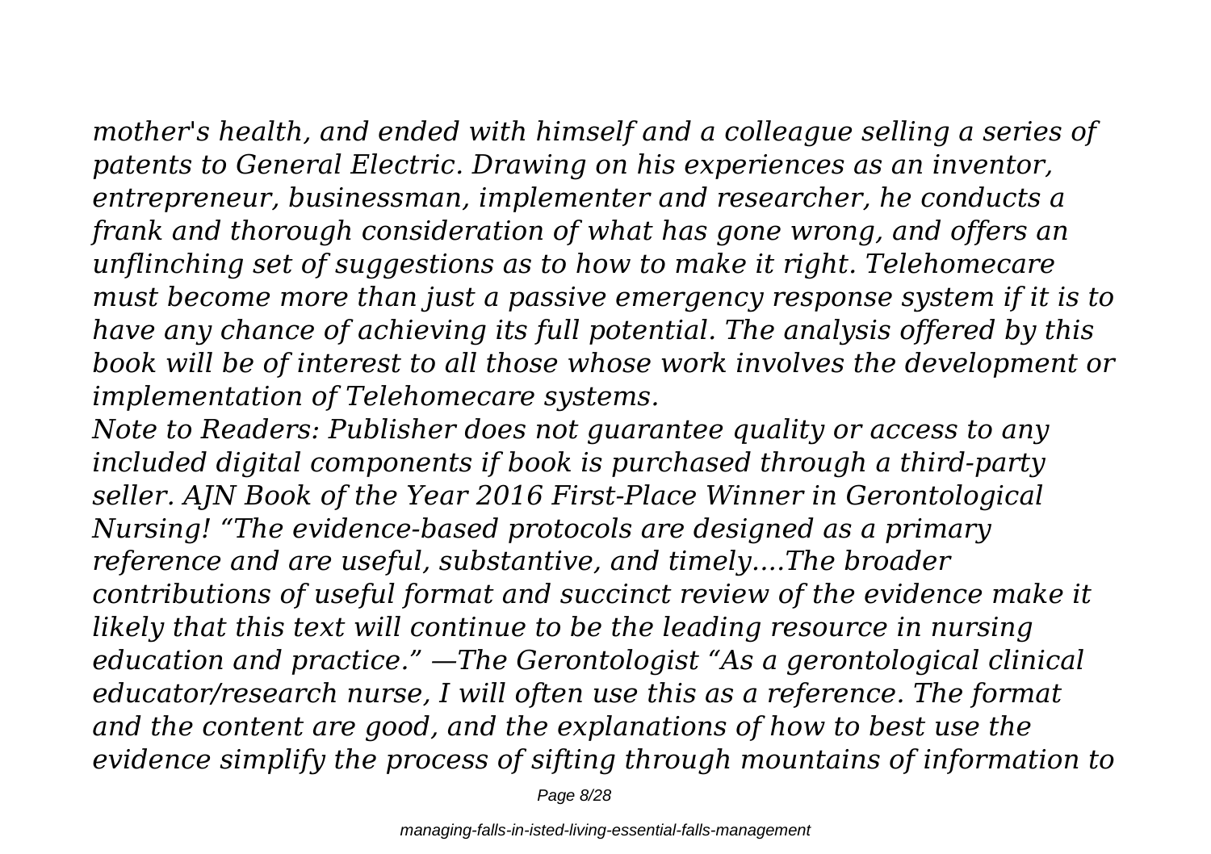*mother's health, and ended with himself and a colleague selling a series of patents to General Electric. Drawing on his experiences as an inventor, entrepreneur, businessman, implementer and researcher, he conducts a frank and thorough consideration of what has gone wrong, and offers an unflinching set of suggestions as to how to make it right. Telehomecare must become more than just a passive emergency response system if it is to have any chance of achieving its full potential. The analysis offered by this book will be of interest to all those whose work involves the development or implementation of Telehomecare systems.*

*Note to Readers: Publisher does not guarantee quality or access to any included digital components if book is purchased through a third-party seller. AJN Book of the Year 2016 First-Place Winner in Gerontological Nursing! "The evidence-based protocols are designed as a primary reference and are useful, substantive, and timely....The broader contributions of useful format and succinct review of the evidence make it likely that this text will continue to be the leading resource in nursing education and practice." —The Gerontologist "As a gerontological clinical educator/research nurse, I will often use this as a reference. The format and the content are good, and the explanations of how to best use the evidence simplify the process of sifting through mountains of information to*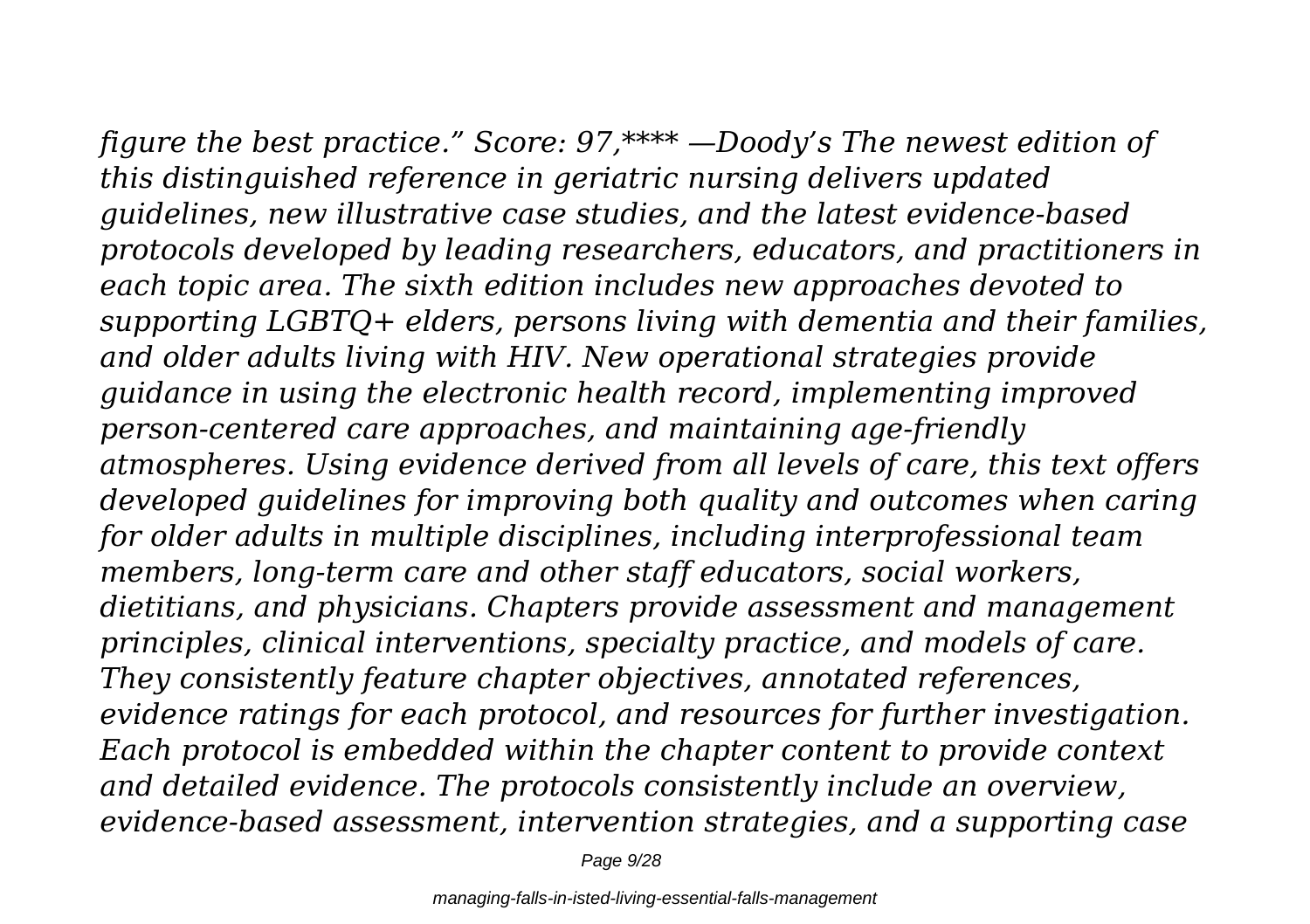*figure the best practice." Score: 97,**** —Doody's The newest edition of this distinguished reference in geriatric nursing delivers updated guidelines, new illustrative case studies, and the latest evidence-based protocols developed by leading researchers, educators, and practitioners in each topic area. The sixth edition includes new approaches devoted to supporting LGBTQ+ elders, persons living with dementia and their families, and older adults living with HIV. New operational strategies provide guidance in using the electronic health record, implementing improved person-centered care approaches, and maintaining age-friendly atmospheres. Using evidence derived from all levels of care, this text offers developed guidelines for improving both quality and outcomes when caring for older adults in multiple disciplines, including interprofessional team members, long-term care and other staff educators, social workers, dietitians, and physicians. Chapters provide assessment and management principles, clinical interventions, specialty practice, and models of care. They consistently feature chapter objectives, annotated references, evidence ratings for each protocol, and resources for further investigation. Each protocol is embedded within the chapter content to provide context and detailed evidence. The protocols consistently include an overview, evidence-based assessment, intervention strategies, and a supporting case*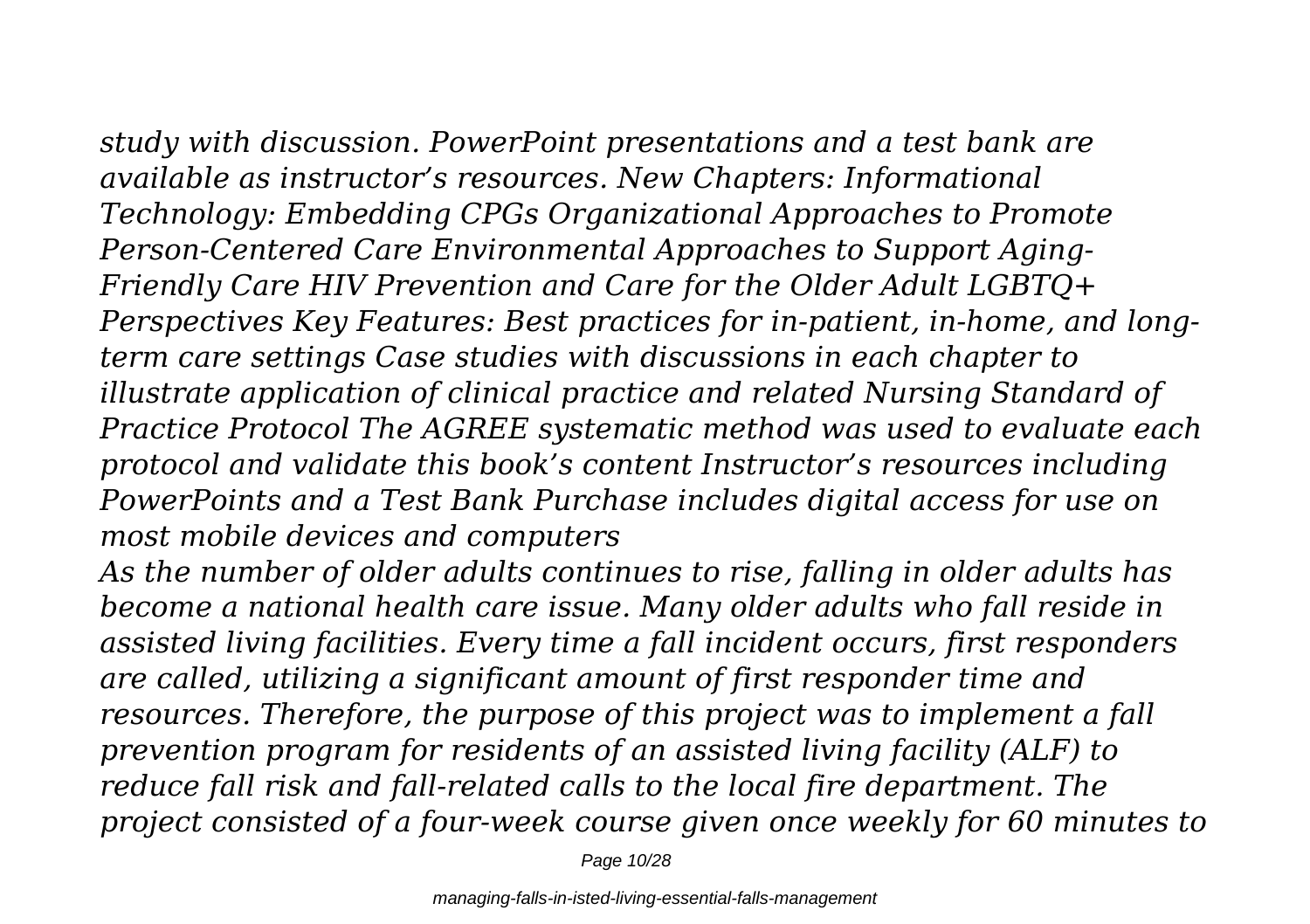*study with discussion. PowerPoint presentations and a test bank are available as instructor's resources. New Chapters: Informational Technology: Embedding CPGs Organizational Approaches to Promote Person-Centered Care Environmental Approaches to Support Aging-Friendly Care HIV Prevention and Care for the Older Adult LGBTQ+ Perspectives Key Features: Best practices for in-patient, in-home, and long-term care settings Case studies with discussions in each chapter to illustrate application of clinical practice and related Nursing Standard of Practice Protocol The AGREE systematic method was used to evaluate each protocol and validate this book's content Instructor's resources including PowerPoints and a Test Bank Purchase includes digital access for use on most mobile devices and computers*

*As the number of older adults continues to rise, falling in older adults has become a national health care issue. Many older adults who fall reside in assisted living facilities. Every time a fall incident occurs, first responders are called, utilizing a significant amount of first responder time and resources. Therefore, the purpose of this project was to implement a fall prevention program for residents of an assisted living facility (ALF) to reduce fall risk and fall-related calls to the local fire department. The project consisted of a four-week course given once weekly for 60 minutes to*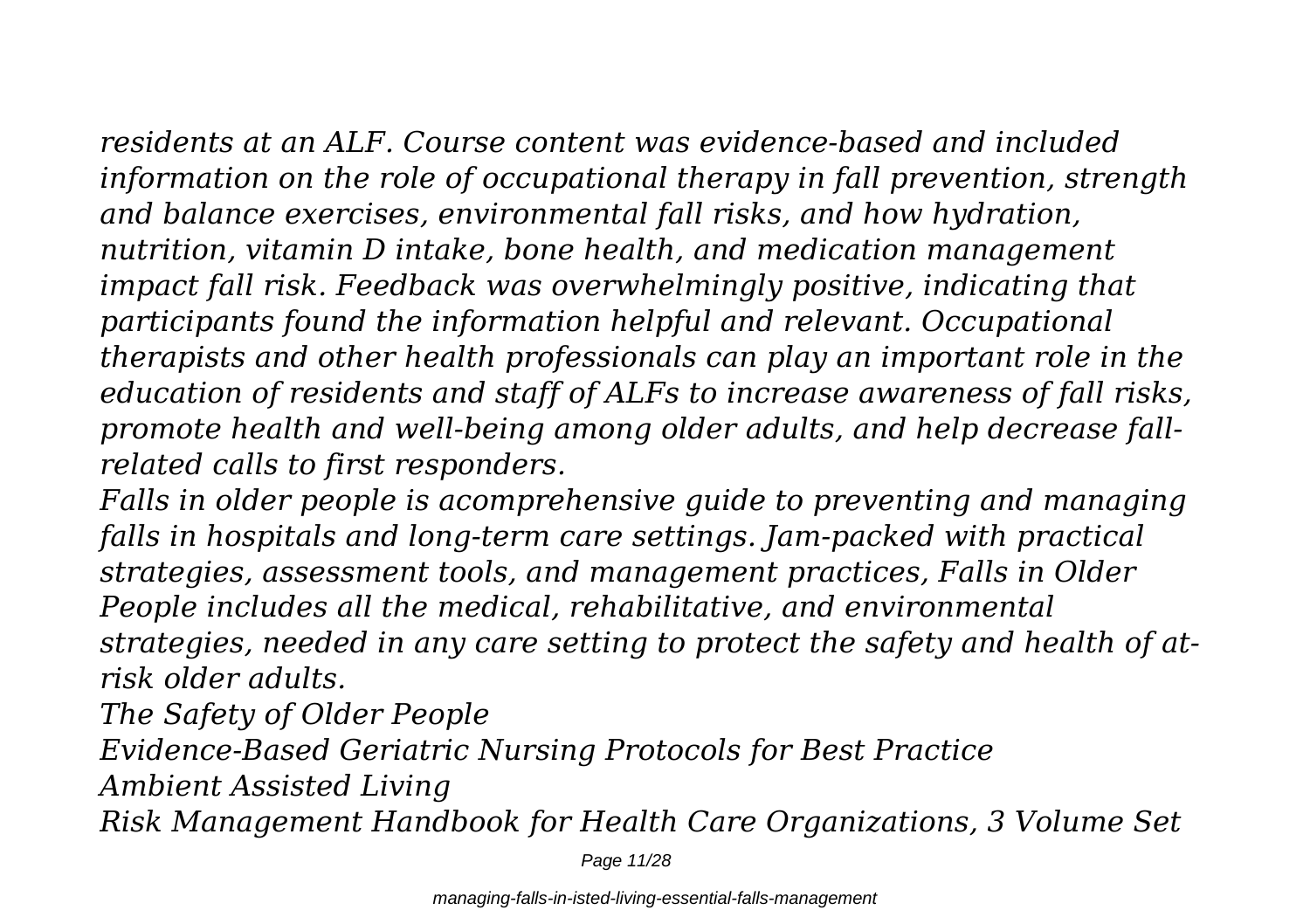*residents at an ALF. Course content was evidence-based and included information on the role of occupational therapy in fall prevention, strength and balance exercises, environmental fall risks, and how hydration, nutrition, vitamin D intake, bone health, and medication management impact fall risk. Feedback was overwhelmingly positive, indicating that participants found the information helpful and relevant. Occupational therapists and other health professionals can play an important role in the education of residents and staff of ALFs to increase awareness of fall risks, promote health and well-being among older adults, and help decrease fall-related calls to first responders.*

*Falls in older people is acomprehensive guide to preventing and managing falls in hospitals and long-term care settings. Jam-packed with practical strategies, assessment tools, and management practices, Falls in Older People includes all the medical, rehabilitative, and environmental strategies, needed in any care setting to protect the safety and health of at-risk older adults.*

*The Safety of Older People*

*Evidence-Based Geriatric Nursing Protocols for Best Practice*

*Ambient Assisted Living*

*Risk Management Handbook for Health Care Organizations, 3 Volume Set*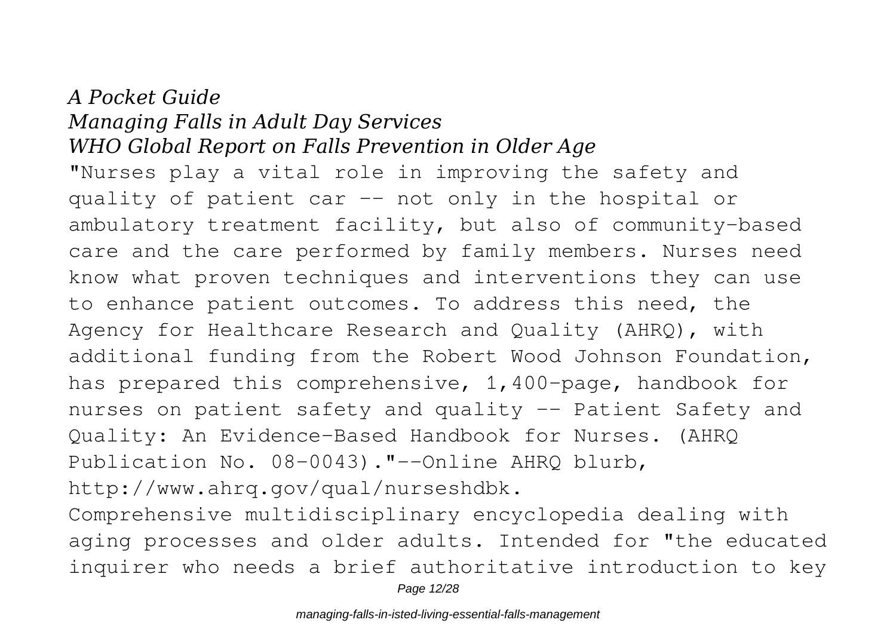*A Pocket Guide*
*Managing Falls in Adult Day Services*
*WHO Global Report on Falls Prevention in Older Age*

"Nurses play a vital role in improving the safety and quality of patient car -- not only in the hospital or ambulatory treatment facility, but also of community-based care and the care performed by family members. Nurses need know what proven techniques and interventions they can use to enhance patient outcomes. To address this need, the Agency for Healthcare Research and Quality (AHRQ), with additional funding from the Robert Wood Johnson Foundation, has prepared this comprehensive, 1,400-page, handbook for nurses on patient safety and quality -- Patient Safety and Quality: An Evidence-Based Handbook for Nurses. (AHRQ Publication No. 08-0043)."--Online AHRQ blurb, http://www.ahrq.gov/qual/nurseshdbk.

Comprehensive multidisciplinary encyclopedia dealing with aging processes and older adults. Intended for "the educated inquirer who needs a brief authoritative introduction to key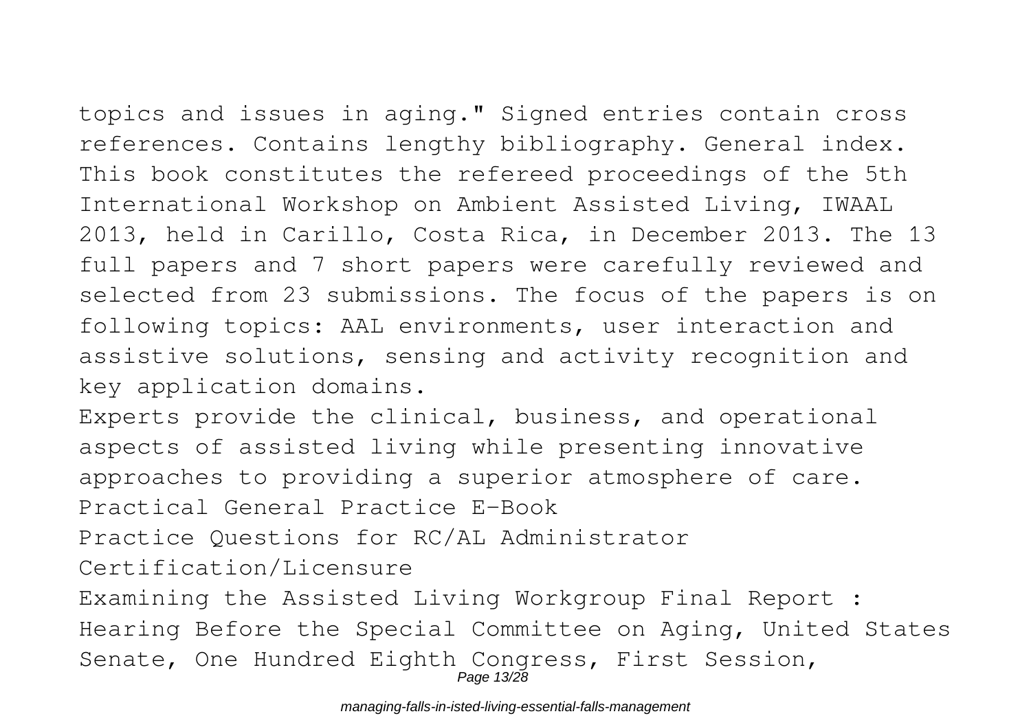topics and issues in aging." Signed entries contain cross references. Contains lengthy bibliography. General index.
This book constitutes the refereed proceedings of the 5th International Workshop on Ambient Assisted Living, IWAAL 2013, held in Carillo, Costa Rica, in December 2013. The 13 full papers and 7 short papers were carefully reviewed and selected from 23 submissions. The focus of the papers is on following topics: AAL environments, user interaction and assistive solutions, sensing and activity recognition and key application domains.

Experts provide the clinical, business, and operational aspects of assisted living while presenting innovative approaches to providing a superior atmosphere of care.

Practical General Practice E-Book

Practice Questions for RC/AL Administrator Certification/Licensure

Examining the Assisted Living Workgroup Final Report : Hearing Before the Special Committee on Aging, United States Senate, One Hundred Eighth Congress, First Session,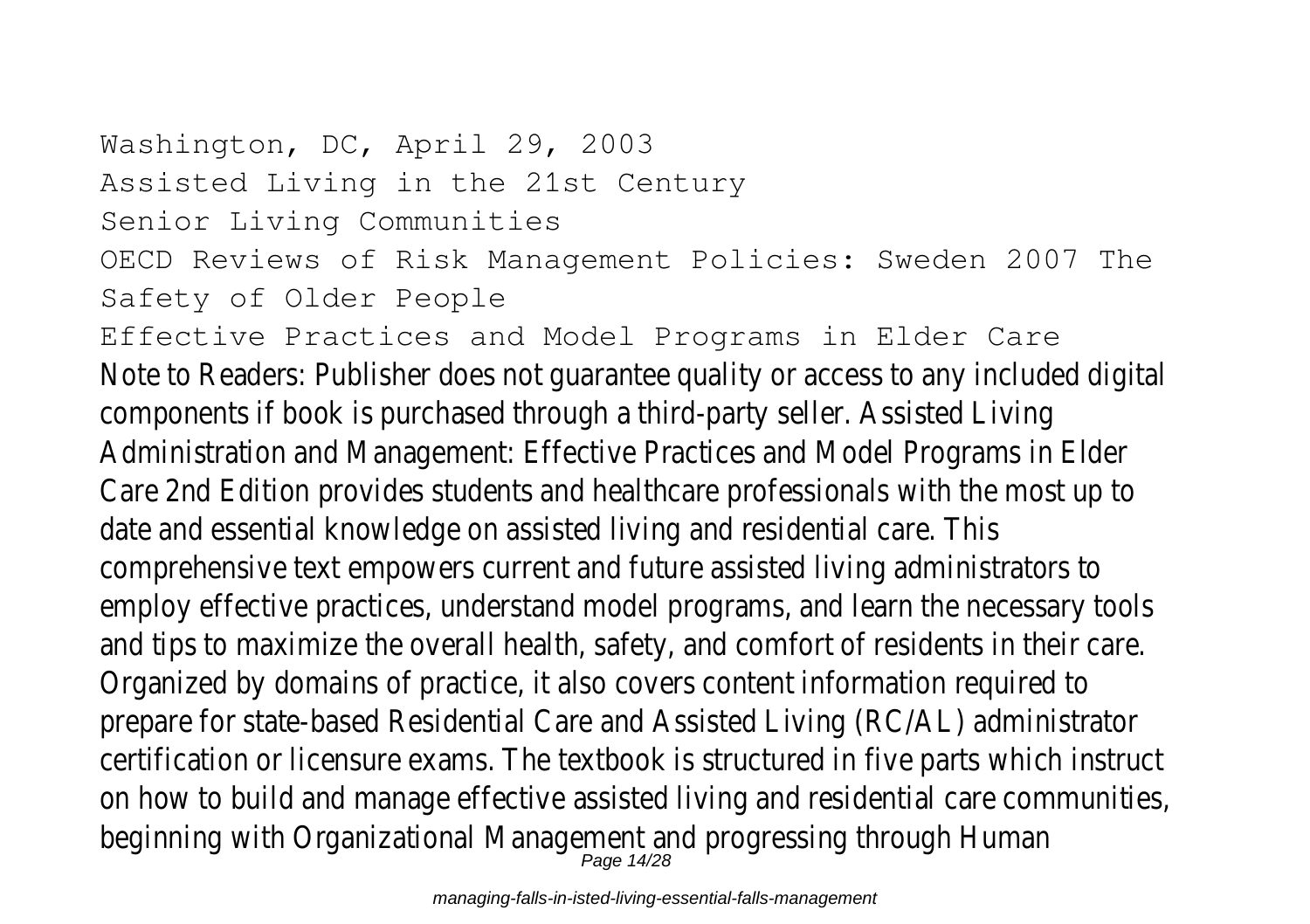Washington, DC, April 29, 2003

Assisted Living in the 21st Century

Senior Living Communities

OECD Reviews of Risk Management Policies: Sweden 2007 The Safety of Older People

Effective Practices and Model Programs in Elder Care

Note to Readers: Publisher does not guarantee quality or access to any included digital components if book is purchased through a third-party seller. Assisted Living Administration and Management: Effective Practices and Model Programs in Elder Care 2nd Edition provides students and healthcare professionals with the most up to date and essential knowledge on assisted living and residential care. This comprehensive text empowers current and future assisted living administrators to employ effective practices, understand model programs, and learn the necessary tools and tips to maximize the overall health, safety, and comfort of residents in their care. Organized by domains of practice, it also covers content information required to prepare for state-based Residential Care and Assisted Living (RC/AL) administrator certification or licensure exams. The textbook is structured in five parts which instruct on how to build and manage effective assisted living and residential care communities, beginning with Organizational Management and progressing through Human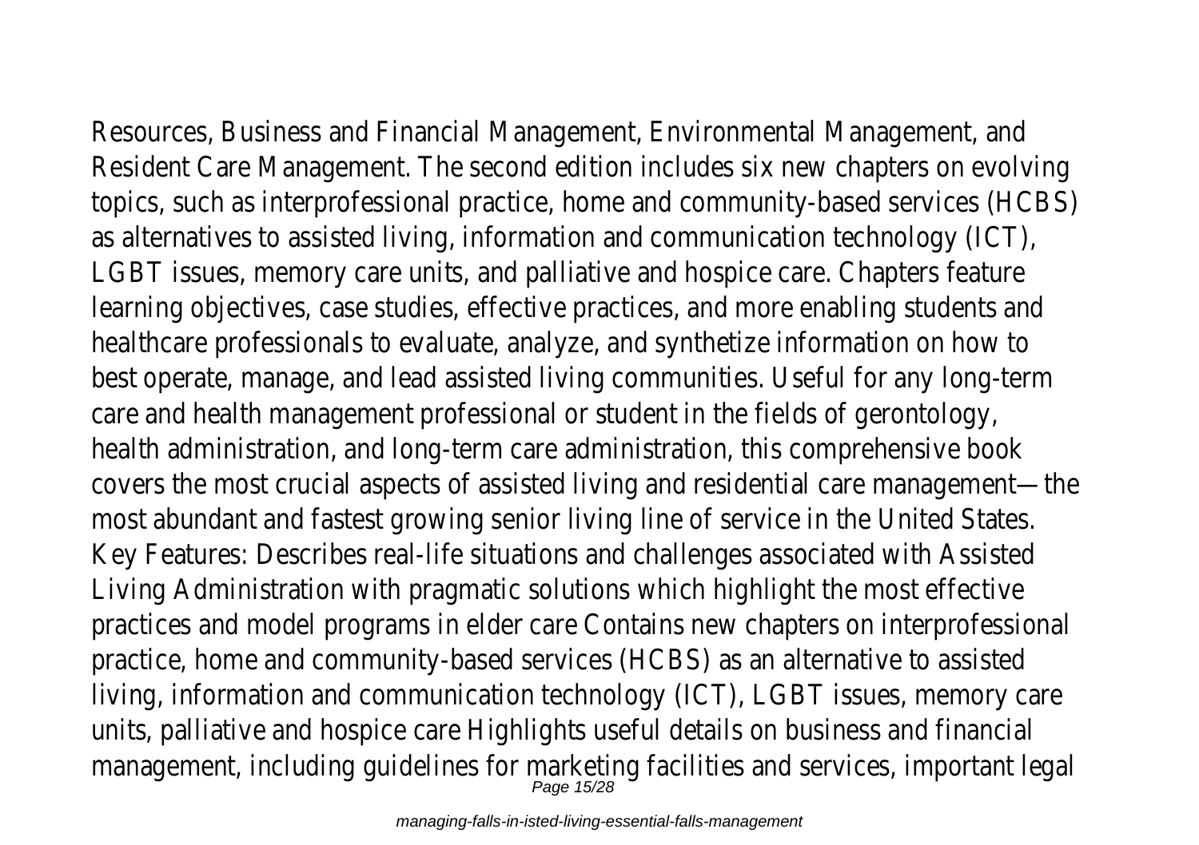Resources, Business and Financial Management, Environmental Management, and Resident Care Management. The second edition includes six new chapters on evolving topics, such as interprofessional practice, home and community-based services (HCBS) as alternatives to assisted living, information and communication technology (ICT), LGBT issues, memory care units, and palliative and hospice care. Chapters feature learning objectives, case studies, effective practices, and more enabling students and healthcare professionals to evaluate, analyze, and synthetize information on how to best operate, manage, and lead assisted living communities. Useful for any long-term care and health management professional or student in the fields of gerontology, health administration, and long-term care administration, this comprehensive book covers the most crucial aspects of assisted living and residential care management—the most abundant and fastest growing senior living line of service in the United States. Key Features: Describes real-life situations and challenges associated with Assisted Living Administration with pragmatic solutions which highlight the most effective practices and model programs in elder care Contains new chapters on interprofessional practice, home and community-based services (HCBS) as an alternative to assisted living, information and communication technology (ICT), LGBT issues, memory care units, palliative and hospice care Highlights useful details on business and financial management, including guidelines for marketing facilities and services, important legal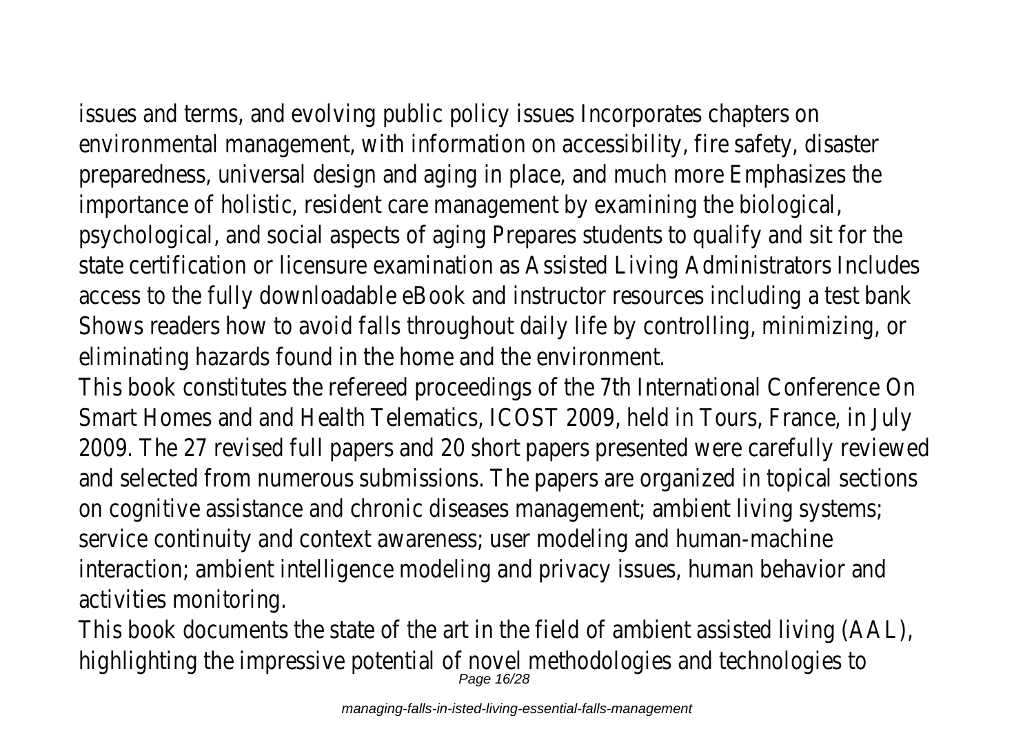issues and terms, and evolving public policy issues Incorporates chapters on environmental management, with information on accessibility, fire safety, disaster preparedness, universal design and aging in place, and much more Emphasizes the importance of holistic, resident care management by examining the biological, psychological, and social aspects of aging Prepares students to qualify and sit for the state certification or licensure examination as Assisted Living Administrators Includes access to the fully downloadable eBook and instructor resources including a test bank Shows readers how to avoid falls throughout daily life by controlling, minimizing, or eliminating hazards found in the home and the environment.

This book constitutes the refereed proceedings of the 7th International Conference On Smart Homes and and Health Telematics, ICOST 2009, held in Tours, France, in July 2009. The 27 revised full papers and 20 short papers presented were carefully reviewed and selected from numerous submissions. The papers are organized in topical sections on cognitive assistance and chronic diseases management; ambient living systems; service continuity and context awareness; user modeling and human-machine interaction; ambient intelligence modeling and privacy issues, human behavior and activities monitoring.

This book documents the state of the art in the field of ambient assisted living (AAL), highlighting the impressive potential of novel methodologies and technologies to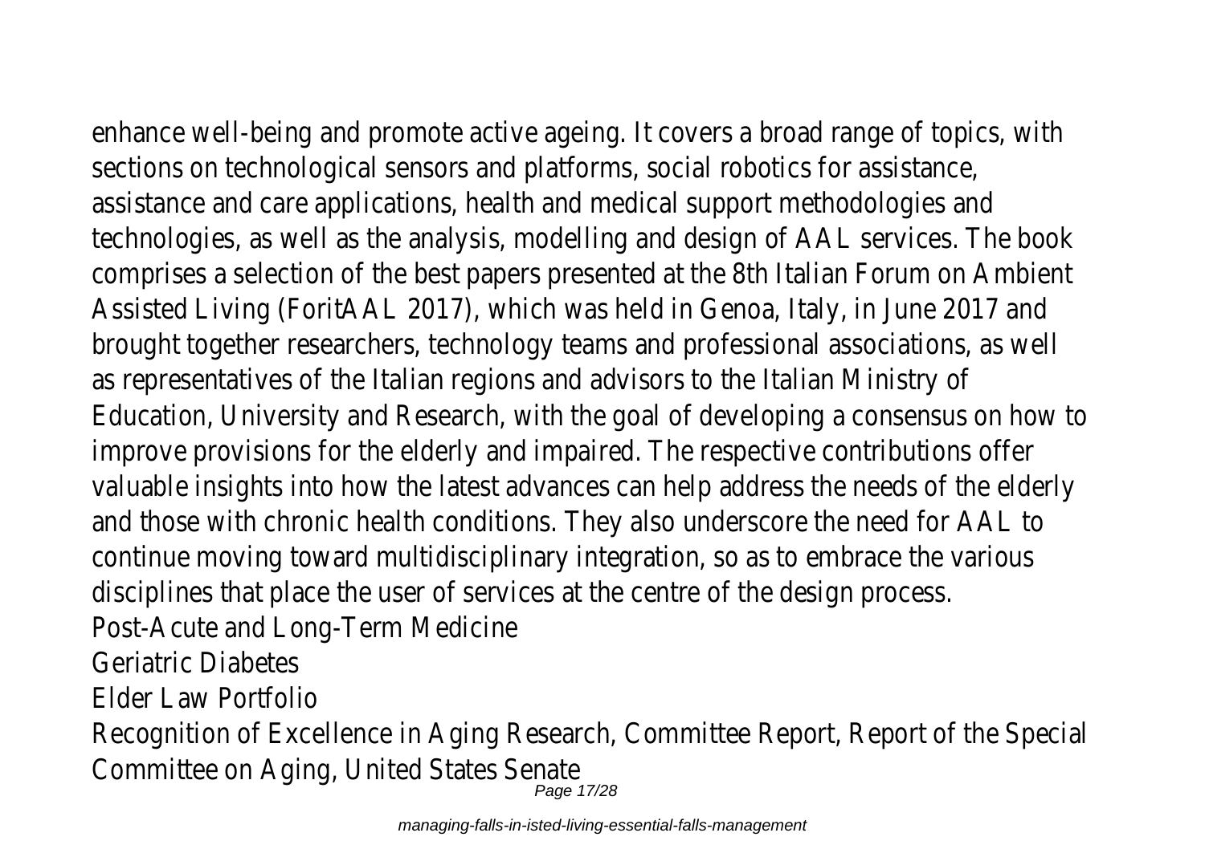enhance well-being and promote active ageing. It covers a broad range of topics, with sections on technological sensors and platforms, social robotics for assistance, assistance and care applications, health and medical support methodologies and technologies, as well as the analysis, modelling and design of AAL services. The book comprises a selection of the best papers presented at the 8th Italian Forum on Ambient Assisted Living (ForitAAL 2017), which was held in Genoa, Italy, in June 2017 and brought together researchers, technology teams and professional associations, as well as representatives of the Italian regions and advisors to the Italian Ministry of Education, University and Research, with the goal of developing a consensus on how to improve provisions for the elderly and impaired. The respective contributions offer valuable insights into how the latest advances can help address the needs of the elderly and those with chronic health conditions. They also underscore the need for AAL to continue moving toward multidisciplinary integration, so as to embrace the various disciplines that place the user of services at the centre of the design process.

Post-Acute and Long-Term Medicine

Geriatric Diabetes

Elder Law Portfolio

Recognition of Excellence in Aging Research, Committee Report, Report of the Special Committee on Aging, United States Senate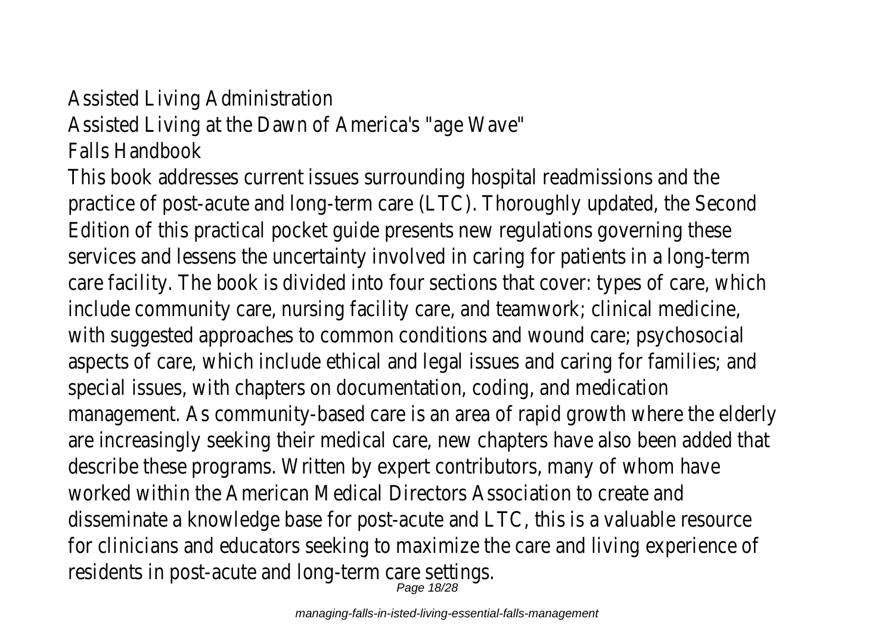Assisted Living Administration

Assisted Living at the Dawn of America's "age Wave"

Falls Handbook

This book addresses current issues surrounding hospital readmissions and the practice of post-acute and long-term care (LTC). Thoroughly updated, the Second Edition of this practical pocket guide presents new regulations governing these services and lessens the uncertainty involved in caring for patients in a long-term care facility. The book is divided into four sections that cover: types of care, which include community care, nursing facility care, and teamwork; clinical medicine, with suggested approaches to common conditions and wound care; psychosocial aspects of care, which include ethical and legal issues and caring for families; and special issues, with chapters on documentation, coding, and medication management. As community-based care is an area of rapid growth where the elderly are increasingly seeking their medical care, new chapters have also been added that describe these programs. Written by expert contributors, many of whom have worked within the American Medical Directors Association to create and disseminate a knowledge base for post-acute and LTC, this is a valuable resource for clinicians and educators seeking to maximize the care and living experience of residents in post-acute and long-term care settings.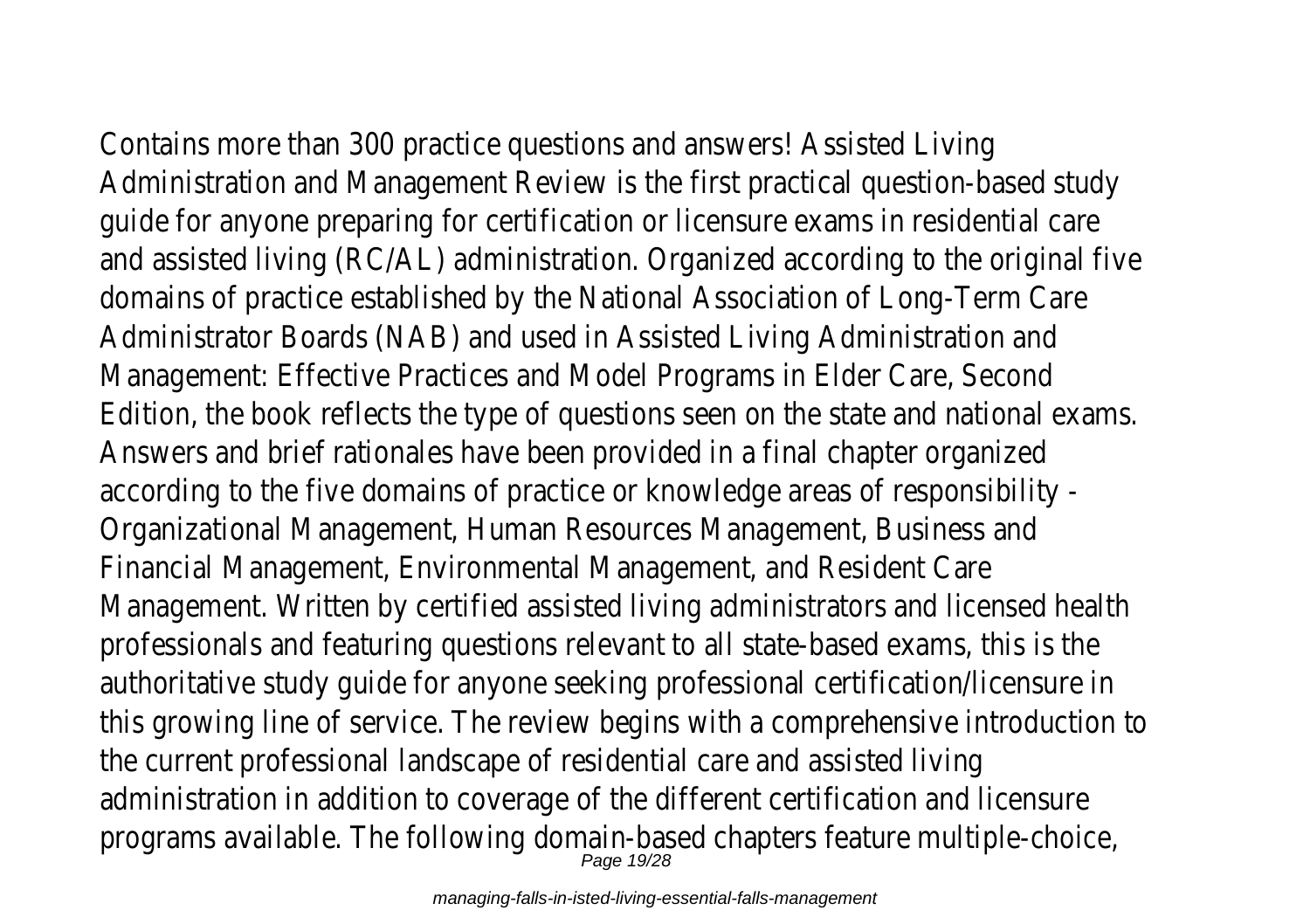Contains more than 300 practice questions and answers! Assisted Living Administration and Management Review is the first practical question-based study guide for anyone preparing for certification or licensure exams in residential care and assisted living (RC/AL) administration. Organized according to the original five domains of practice established by the National Association of Long-Term Care Administrator Boards (NAB) and used in Assisted Living Administration and Management: Effective Practices and Model Programs in Elder Care, Second Edition, the book reflects the type of questions seen on the state and national exams. Answers and brief rationales have been provided in a final chapter organized according to the five domains of practice or knowledge areas of responsibility - Organizational Management, Human Resources Management, Business and Financial Management, Environmental Management, and Resident Care Management. Written by certified assisted living administrators and licensed health professionals and featuring questions relevant to all state-based exams, this is the authoritative study guide for anyone seeking professional certification/licensure in this growing line of service. The review begins with a comprehensive introduction to the current professional landscape of residential care and assisted living administration in addition to coverage of the different certification and licensure programs available. The following domain-based chapters feature multiple-choice,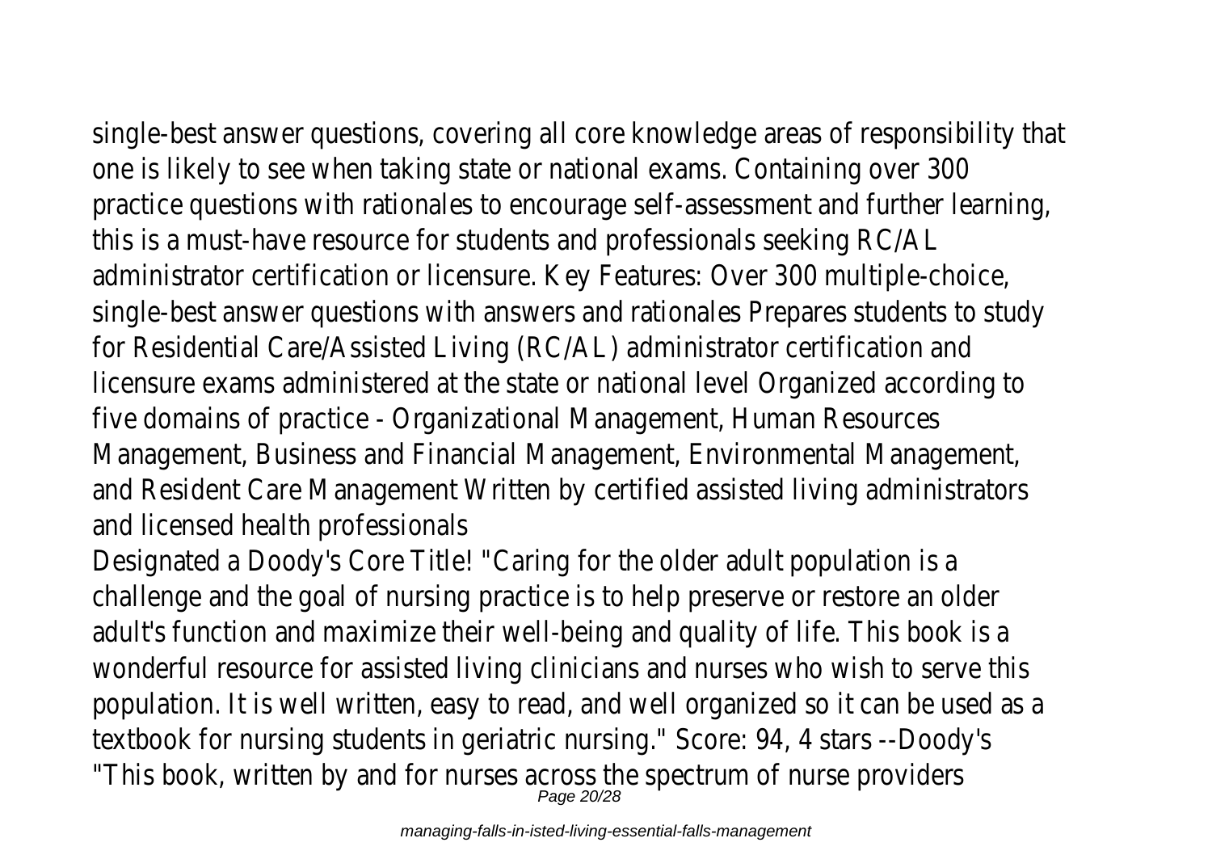single-best answer questions, covering all core knowledge areas of responsibility that one is likely to see when taking state or national exams. Containing over 300 practice questions with rationales to encourage self-assessment and further learning, this is a must-have resource for students and professionals seeking RC/AL administrator certification or licensure. Key Features: Over 300 multiple-choice, single-best answer questions with answers and rationales Prepares students to study for Residential Care/Assisted Living (RC/AL) administrator certification and licensure exams administered at the state or national level Organized according to five domains of practice - Organizational Management, Human Resources Management, Business and Financial Management, Environmental Management, and Resident Care Management Written by certified assisted living administrators and licensed health professionals

Designated a Doody's Core Title! "Caring for the older adult population is a challenge and the goal of nursing practice is to help preserve or restore an older adult's function and maximize their well-being and quality of life. This book is a wonderful resource for assisted living clinicians and nurses who wish to serve this population. It is well written, easy to read, and well organized so it can be used as a textbook for nursing students in geriatric nursing." Score: 94, 4 stars --Doody's "This book, written by and for nurses across the spectrum of nurse providers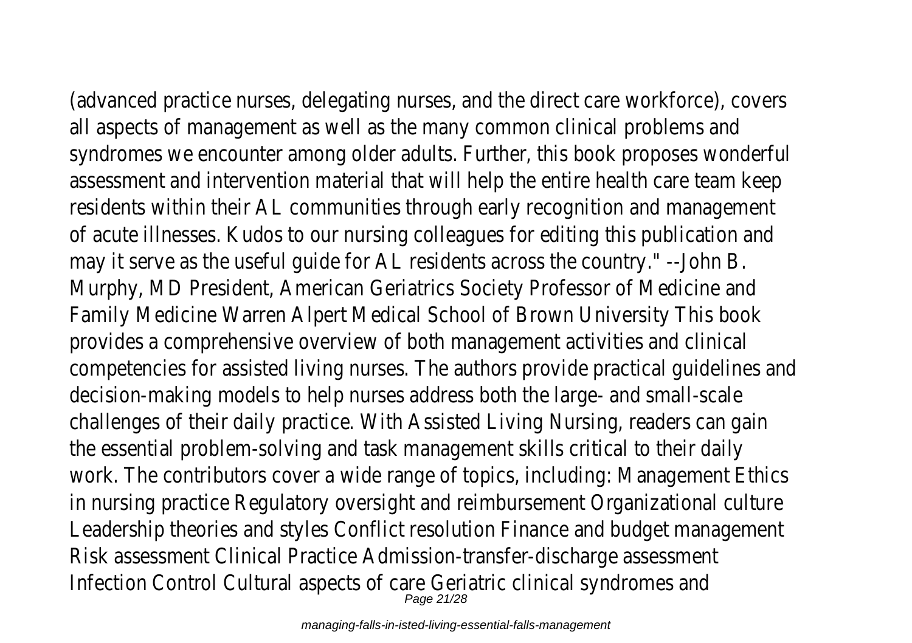(advanced practice nurses, delegating nurses, and the direct care workforce), covers all aspects of management as well as the many common clinical problems and syndromes we encounter among older adults. Further, this book proposes wonderful assessment and intervention material that will help the entire health care team keep residents within their AL communities through early recognition and management of acute illnesses. Kudos to our nursing colleagues for editing this publication and may it serve as the useful guide for AL residents across the country." --John B. Murphy, MD President, American Geriatrics Society Professor of Medicine and Family Medicine Warren Alpert Medical School of Brown University This book provides a comprehensive overview of both management activities and clinical competencies for assisted living nurses. The authors provide practical guidelines and decision-making models to help nurses address both the large- and small-scale challenges of their daily practice. With Assisted Living Nursing, readers can gain the essential problem-solving and task management skills critical to their daily work. The contributors cover a wide range of topics, including: Management Ethics in nursing practice Regulatory oversight and reimbursement Organizational culture Leadership theories and styles Conflict resolution Finance and budget management Risk assessment Clinical Practice Admission-transfer-discharge assessment Infection Control Cultural aspects of care Geriatric clinical syndromes and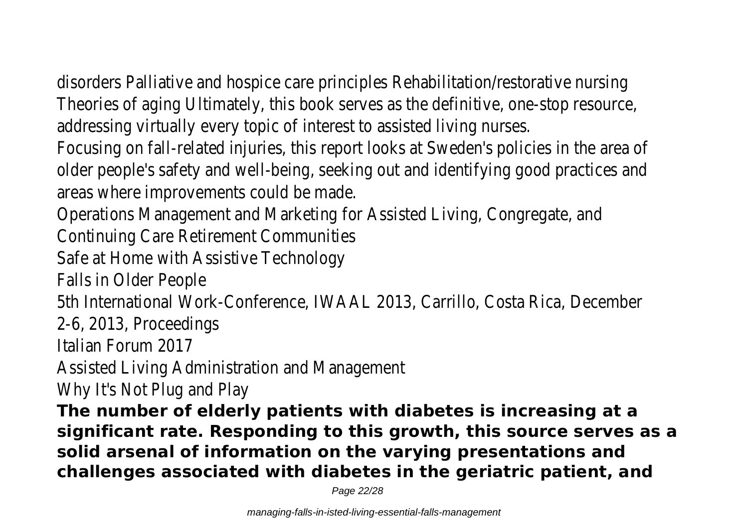disorders Palliative and hospice care principles Rehabilitation/restorative nursing Theories of aging Ultimately, this book serves as the definitive, one-stop resource, addressing virtually every topic of interest to assisted living nurses.

Focusing on fall-related injuries, this report looks at Sweden's policies in the area of older people's safety and well-being, seeking out and identifying good practices and areas where improvements could be made.

Operations Management and Marketing for Assisted Living, Congregate, and Continuing Care Retirement Communities

Safe at Home with Assistive Technology

Falls in Older People

5th International Work-Conference, IWAAL 2013, Carrillo, Costa Rica, December 2-6, 2013, Proceedings

Italian Forum 2017

Assisted Living Administration and Management

Why It's Not Plug and Play

**The number of elderly patients with diabetes is increasing at a significant rate. Responding to this growth, this source serves as a solid arsenal of information on the varying presentations and challenges associated with diabetes in the geriatric patient, and**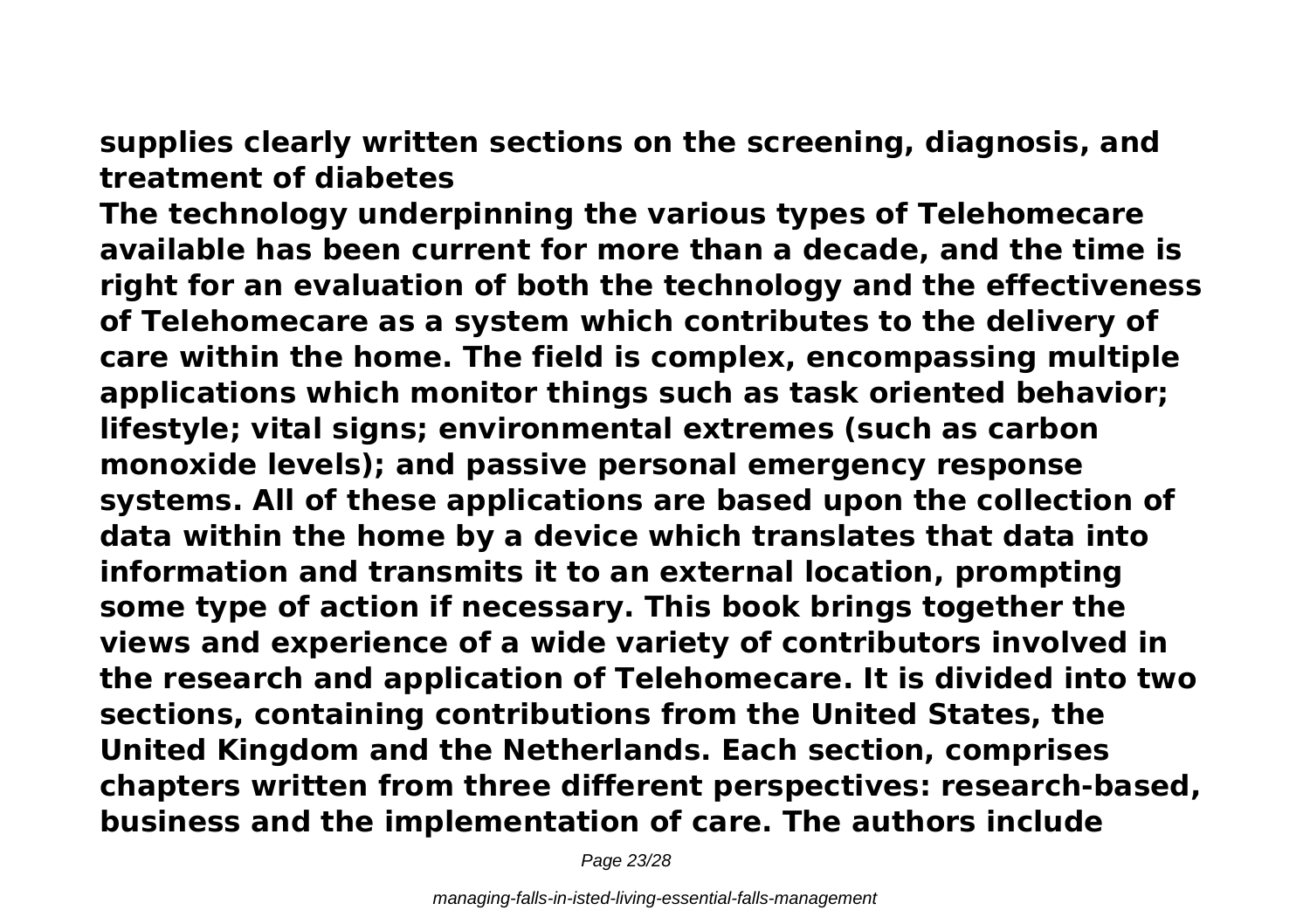**supplies clearly written sections on the screening, diagnosis, and treatment of diabetes**

**The technology underpinning the various types of Telehomecare available has been current for more than a decade, and the time is right for an evaluation of both the technology and the effectiveness of Telehomecare as a system which contributes to the delivery of care within the home. The field is complex, encompassing multiple applications which monitor things such as task oriented behavior; lifestyle; vital signs; environmental extremes (such as carbon monoxide levels); and passive personal emergency response systems. All of these applications are based upon the collection of data within the home by a device which translates that data into information and transmits it to an external location, prompting some type of action if necessary. This book brings together the views and experience of a wide variety of contributors involved in the research and application of Telehomecare. It is divided into two sections, containing contributions from the United States, the United Kingdom and the Netherlands. Each section, comprises chapters written from three different perspectives: research-based, business and the implementation of care. The authors include**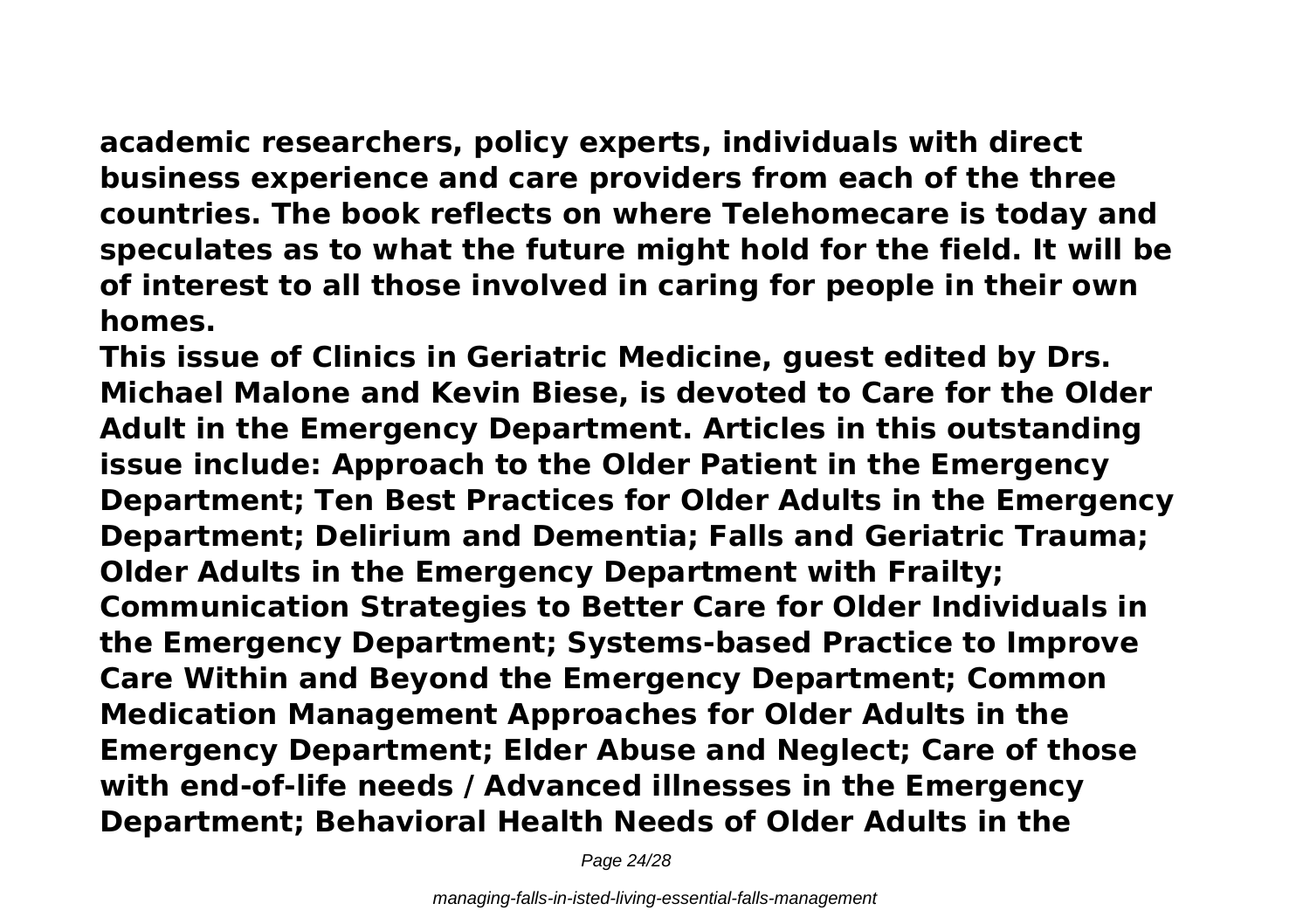**academic researchers, policy experts, individuals with direct business experience and care providers from each of the three countries. The book reflects on where Telehomecare is today and speculates as to what the future might hold for the field. It will be of interest to all those involved in caring for people in their own homes.**

**This issue of Clinics in Geriatric Medicine, guest edited by Drs. Michael Malone and Kevin Biese, is devoted to Care for the Older Adult in the Emergency Department. Articles in this outstanding issue include: Approach to the Older Patient in the Emergency Department; Ten Best Practices for Older Adults in the Emergency Department; Delirium and Dementia; Falls and Geriatric Trauma; Older Adults in the Emergency Department with Frailty; Communication Strategies to Better Care for Older Individuals in the Emergency Department; Systems-based Practice to Improve Care Within and Beyond the Emergency Department; Common Medication Management Approaches for Older Adults in the Emergency Department; Elder Abuse and Neglect; Care of those with end-of-life needs / Advanced illnesses in the Emergency Department; Behavioral Health Needs of Older Adults in the**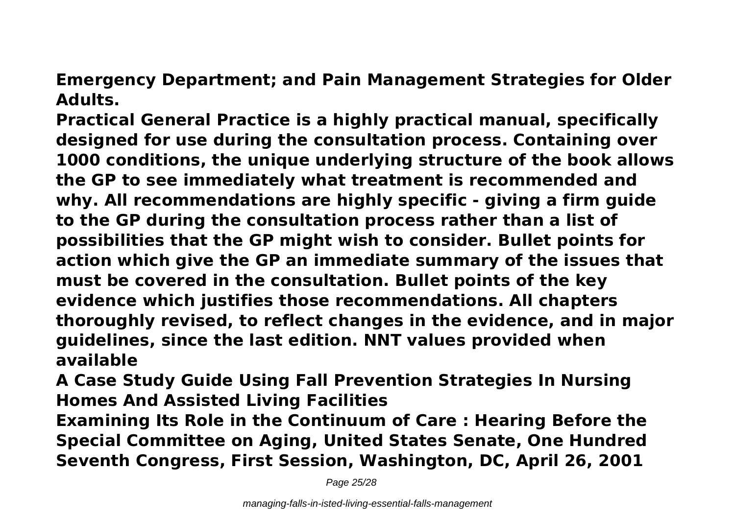**Emergency Department; and Pain Management Strategies for Older Adults.**

**Practical General Practice is a highly practical manual, specifically designed for use during the consultation process. Containing over 1000 conditions, the unique underlying structure of the book allows the GP to see immediately what treatment is recommended and why. All recommendations are highly specific - giving a firm guide to the GP during the consultation process rather than a list of possibilities that the GP might wish to consider. Bullet points for action which give the GP an immediate summary of the issues that must be covered in the consultation. Bullet points of the key evidence which justifies those recommendations. All chapters thoroughly revised, to reflect changes in the evidence, and in major guidelines, since the last edition. NNT values provided when available**

**A Case Study Guide Using Fall Prevention Strategies In Nursing Homes And Assisted Living Facilities**

**Examining Its Role in the Continuum of Care : Hearing Before the Special Committee on Aging, United States Senate, One Hundred Seventh Congress, First Session, Washington, DC, April 26, 2001**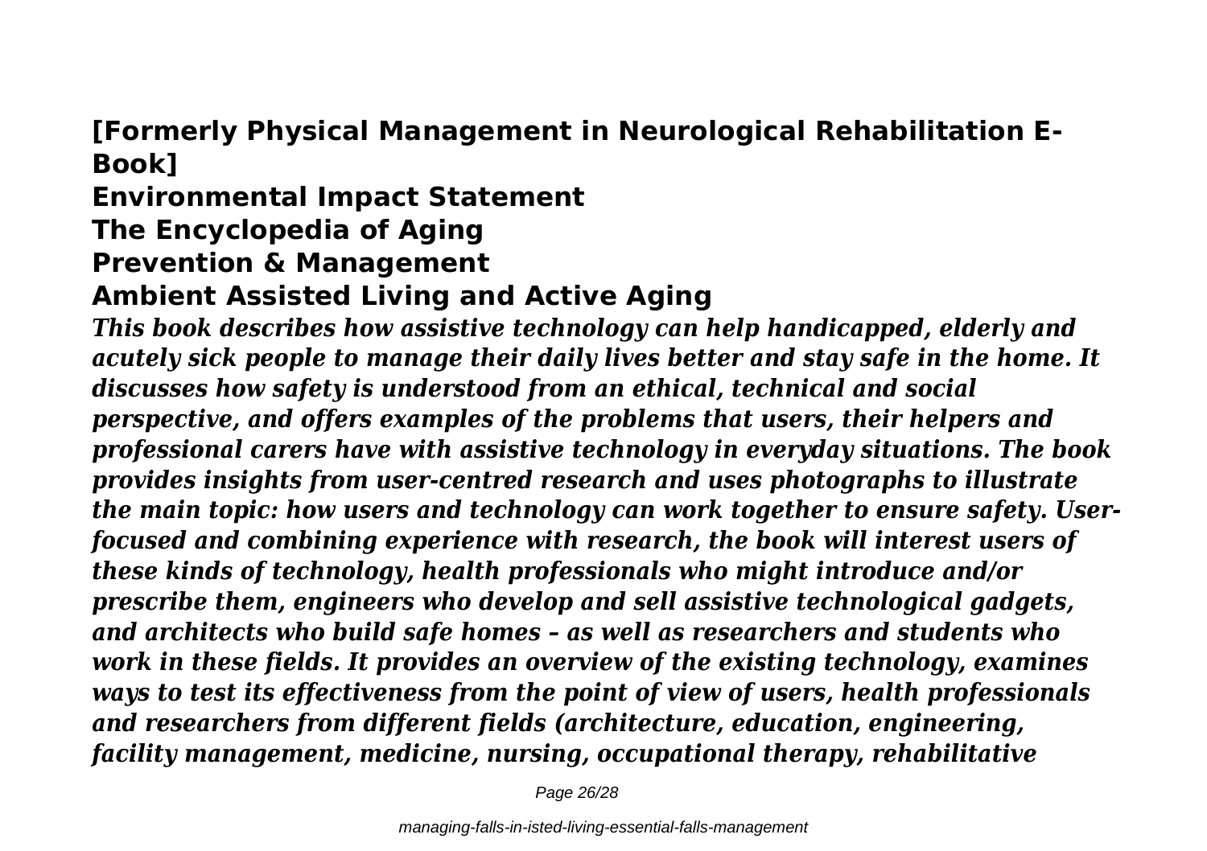**[Formerly Physical Management in Neurological Rehabilitation E-Book]**

**Environmental Impact Statement**

**The Encyclopedia of Aging**

**Prevention & Management**

**Ambient Assisted Living and Active Aging**

***This book describes how assistive technology can help handicapped, elderly and acutely sick people to manage their daily lives better and stay safe in the home. It discusses how safety is understood from an ethical, technical and social perspective, and offers examples of the problems that users, their helpers and professional carers have with assistive technology in everyday situations. The book provides insights from user-centred research and uses photographs to illustrate the main topic: how users and technology can work together to ensure safety. User-focused and combining experience with research, the book will interest users of these kinds of technology, health professionals who might introduce and/or prescribe them, engineers who develop and sell assistive technological gadgets, and architects who build safe homes – as well as researchers and students who work in these fields. It provides an overview of the existing technology, examines ways to test its effectiveness from the point of view of users, health professionals and researchers from different fields (architecture, education, engineering, facility management, medicine, nursing, occupational therapy, rehabilitative***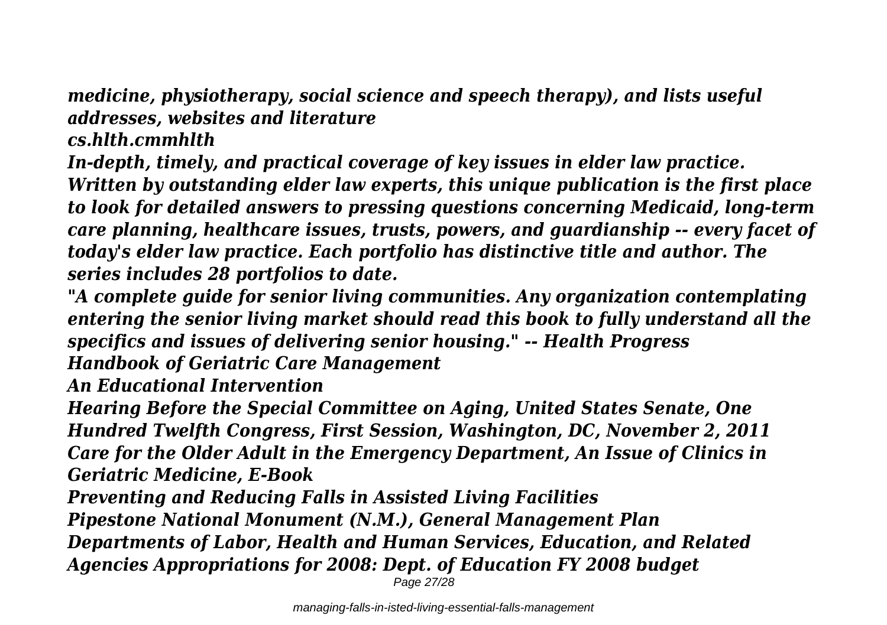*medicine, physiotherapy, social science and speech therapy), and lists useful addresses, websites and literature*

*cs.hlth.cmmhlth*

*In-depth, timely, and practical coverage of key issues in elder law practice. Written by outstanding elder law experts, this unique publication is the first place to look for detailed answers to pressing questions concerning Medicaid, long-term care planning, healthcare issues, trusts, powers, and guardianship -- every facet of today's elder law practice. Each portfolio has distinctive title and author. The series includes 28 portfolios to date.*

*"A complete guide for senior living communities. Any organization contemplating entering the senior living market should read this book to fully understand all the specifics and issues of delivering senior housing." -- Health Progress*

*Handbook of Geriatric Care Management*

*An Educational Intervention*

*Hearing Before the Special Committee on Aging, United States Senate, One Hundred Twelfth Congress, First Session, Washington, DC, November 2, 2011*

*Care for the Older Adult in the Emergency Department, An Issue of Clinics in Geriatric Medicine, E-Book*

*Preventing and Reducing Falls in Assisted Living Facilities*

*Pipestone National Monument (N.M.), General Management Plan*

*Departments of Labor, Health and Human Services, Education, and Related Agencies Appropriations for 2008: Dept. of Education FY 2008 budget*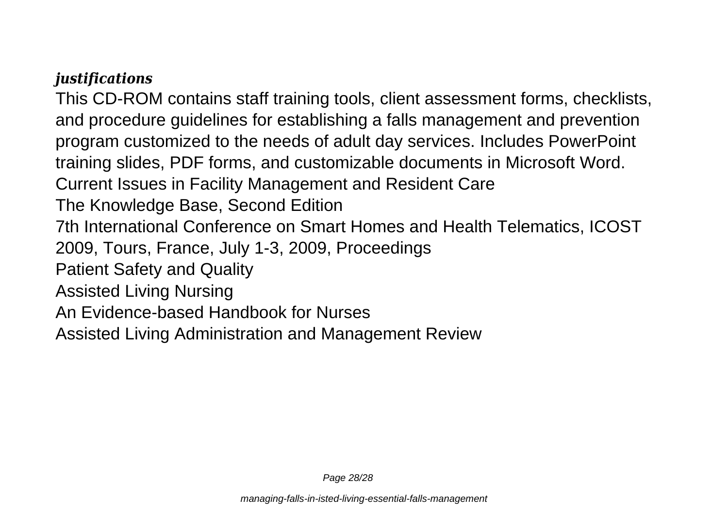*justifications*

This CD-ROM contains staff training tools, client assessment forms, checklists, and procedure guidelines for establishing a falls management and prevention program customized to the needs of adult day services. Includes PowerPoint training slides, PDF forms, and customizable documents in Microsoft Word.

Current Issues in Facility Management and Resident Care

The Knowledge Base, Second Edition

7th International Conference on Smart Homes and Health Telematics, ICOST 2009, Tours, France, July 1-3, 2009, Proceedings

Patient Safety and Quality

Assisted Living Nursing

An Evidence-based Handbook for Nurses

Assisted Living Administration and Management Review